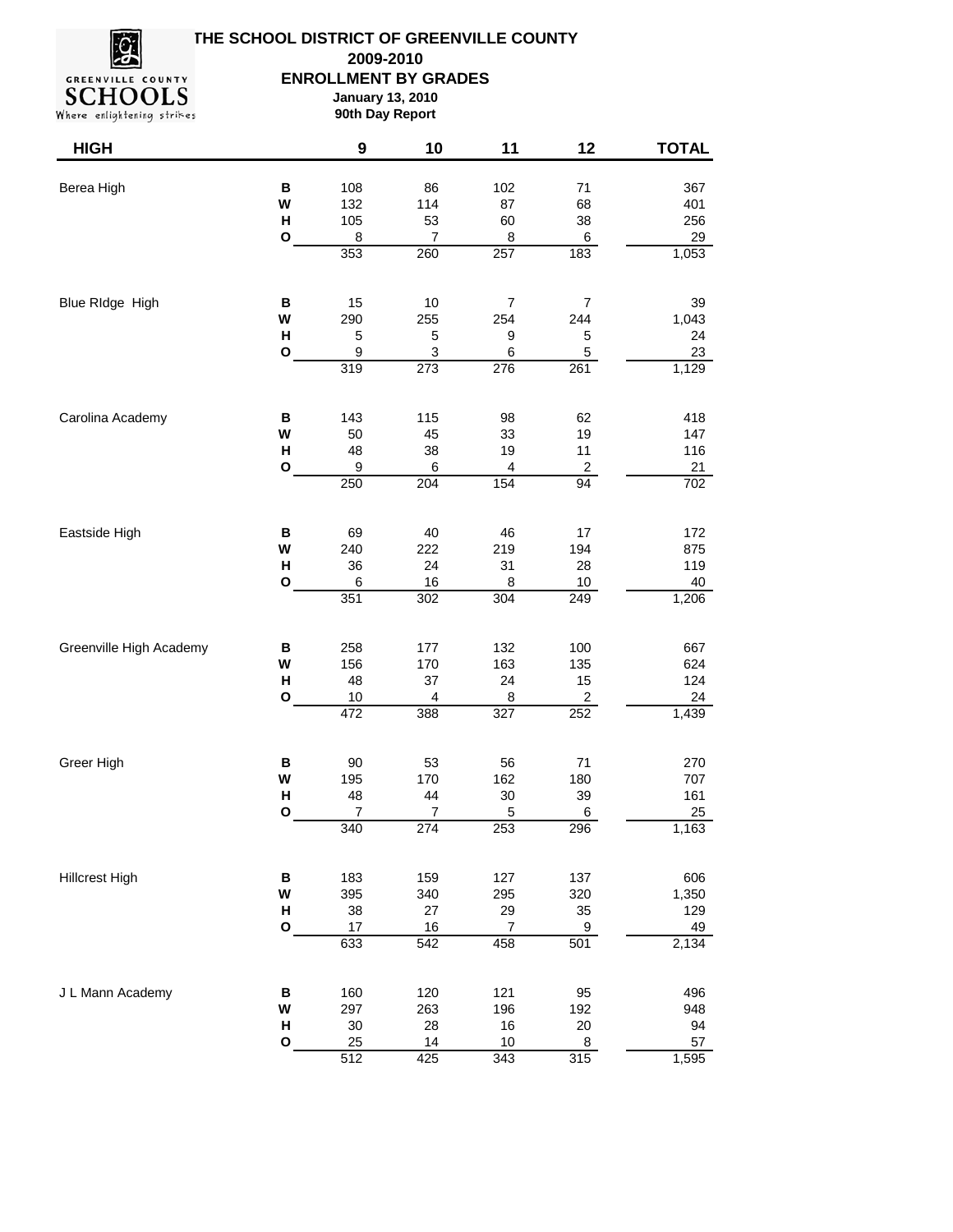# THE SCHOOL DISTRICT OF GREENVILLE COUNTY

**2009-2010**

**ENROLLMENT BY GRADES**

**January 13, 2010**

**90th Day Report**

| HIGH | | 9 | 10 | 11 | 12 | TOTAL |
|---|---|---|---|---|---|---|
| Berea High | B | 108 | 86 | 102 | 71 | 367 |
| | W | 132 | 114 | 87 | 68 | 401 |
| | H | 105 | 53 | 60 | 38 | 256 |
| | O | 8 | 7 | 8 | 6 | 29 |
| | | 353 | 260 | 257 | 183 | 1,053 |
| Blue RIdge High | B | 15 | 10 | 7 | 7 | 39 |
| | W | 290 | 255 | 254 | 244 | 1,043 |
| | H | 5 | 5 | 9 | 5 | 24 |
| | O | 9 | 3 | 6 | 5 | 23 |
| | | 319 | 273 | 276 | 261 | 1,129 |
| Carolina Academy | B | 143 | 115 | 98 | 62 | 418 |
| | W | 50 | 45 | 33 | 19 | 147 |
| | H | 48 | 38 | 19 | 11 | 116 |
| | O | 9 | 6 | 4 | 2 | 21 |
| | | 250 | 204 | 154 | 94 | 702 |
| Eastside High | B | 69 | 40 | 46 | 17 | 172 |
| | W | 240 | 222 | 219 | 194 | 875 |
| | H | 36 | 24 | 31 | 28 | 119 |
| | O | 6 | 16 | 8 | 10 | 40 |
| | | 351 | 302 | 304 | 249 | 1,206 |
| Greenville High Academy | B | 258 | 177 | 132 | 100 | 667 |
| | W | 156 | 170 | 163 | 135 | 624 |
| | H | 48 | 37 | 24 | 15 | 124 |
| | O | 10 | 4 | 8 | 2 | 24 |
| | | 472 | 388 | 327 | 252 | 1,439 |
| Greer High | B | 90 | 53 | 56 | 71 | 270 |
| | W | 195 | 170 | 162 | 180 | 707 |
| | H | 48 | 44 | 30 | 39 | 161 |
| | O | 7 | 7 | 5 | 6 | 25 |
| | | 340 | 274 | 253 | 296 | 1,163 |
| Hillcrest High | B | 183 | 159 | 127 | 137 | 606 |
| | W | 395 | 340 | 295 | 320 | 1,350 |
| | H | 38 | 27 | 29 | 35 | 129 |
| | O | 17 | 16 | 7 | 9 | 49 |
| | | 633 | 542 | 458 | 501 | 2,134 |
| J L Mann Academy | B | 160 | 120 | 121 | 95 | 496 |
| | W | 297 | 263 | 196 | 192 | 948 |
| | H | 30 | 28 | 16 | 20 | 94 |
| | O | 25 | 14 | 10 | 8 | 57 |
| | | 512 | 425 | 343 | 315 | 1,595 |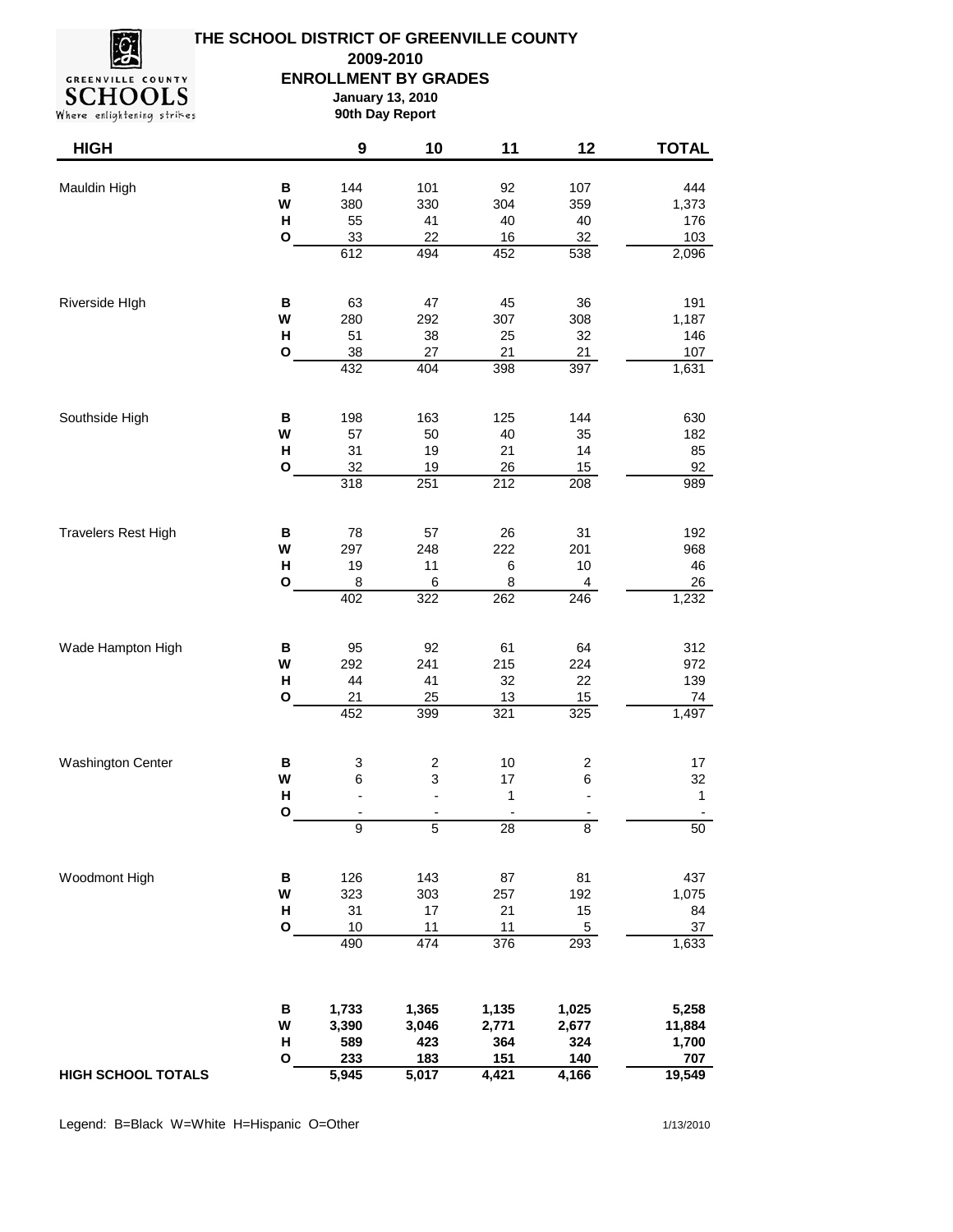# THE SCHOOL DISTRICT OF GREENVILLE COUNTY

**2009-2010**

**ENROLLMENT BY GRADES**

**January 13, 2010**

**90th Day Report**

| HIGH | | 9 | 10 | 11 | 12 | TOTAL |
|---|---|---|---|---|---|---|
| Mauldin High | B | 144 | 101 | 92 | 107 | 444 |
| | W | 380 | 330 | 304 | 359 | 1,373 |
| | H | 55 | 41 | 40 | 40 | 176 |
| | O | 33 | 22 | 16 | 32 | 103 |
| | | 612 | 494 | 452 | 538 | 2,096 |
| Riverside HIgh | B | 63 | 47 | 45 | 36 | 191 |
| | W | 280 | 292 | 307 | 308 | 1,187 |
| | H | 51 | 38 | 25 | 32 | 146 |
| | O | 38 | 27 | 21 | 21 | 107 |
| | | 432 | 404 | 398 | 397 | 1,631 |
| Southside High | B | 198 | 163 | 125 | 144 | 630 |
| | W | 57 | 50 | 40 | 35 | 182 |
| | H | 31 | 19 | 21 | 14 | 85 |
| | O | 32 | 19 | 26 | 15 | 92 |
| | | 318 | 251 | 212 | 208 | 989 |
| Travelers Rest High | B | 78 | 57 | 26 | 31 | 192 |
| | W | 297 | 248 | 222 | 201 | 968 |
| | H | 19 | 11 | 6 | 10 | 46 |
| | O | 8 | 6 | 8 | 4 | 26 |
| | | 402 | 322 | 262 | 246 | 1,232 |
| Wade Hampton High | B | 95 | 92 | 61 | 64 | 312 |
| | W | 292 | 241 | 215 | 224 | 972 |
| | H | 44 | 41 | 32 | 22 | 139 |
| | O | 21 | 25 | 13 | 15 | 74 |
| | | 452 | 399 | 321 | 325 | 1,497 |
| Washington Center | B | 3 | 2 | 10 | 2 | 17 |
| | W | 6 | 3 | 17 | 6 | 32 |
| | H | - | - | 1 | - | 1 |
| | O | - | - | - | - | - |
| | | 9 | 5 | 28 | 8 | 50 |
| Woodmont High | B | 126 | 143 | 87 | 81 | 437 |
| | W | 323 | 303 | 257 | 192 | 1,075 |
| | H | 31 | 17 | 21 | 15 | 84 |
| | O | 10 | 11 | 11 | 5 | 37 |
| | | 490 | 474 | 376 | 293 | 1,633 |
| | **B** | **1,733** | **1,365** | **1,135** | **1,025** | **5,258** |
| | **W** | **3,390** | **3,046** | **2,771** | **2,677** | **11,884** |
| | **H** | **589** | **423** | **364** | **324** | **1,700** |
| | **O** | **233** | **183** | **151** | **140** | **707** |
| **HIGH SCHOOL TOTALS** | | **5,945** | **5,017** | **4,421** | **4,166** | **19,549** |

Legend: B=Black W=White H=Hispanic O=Other

1/13/2010